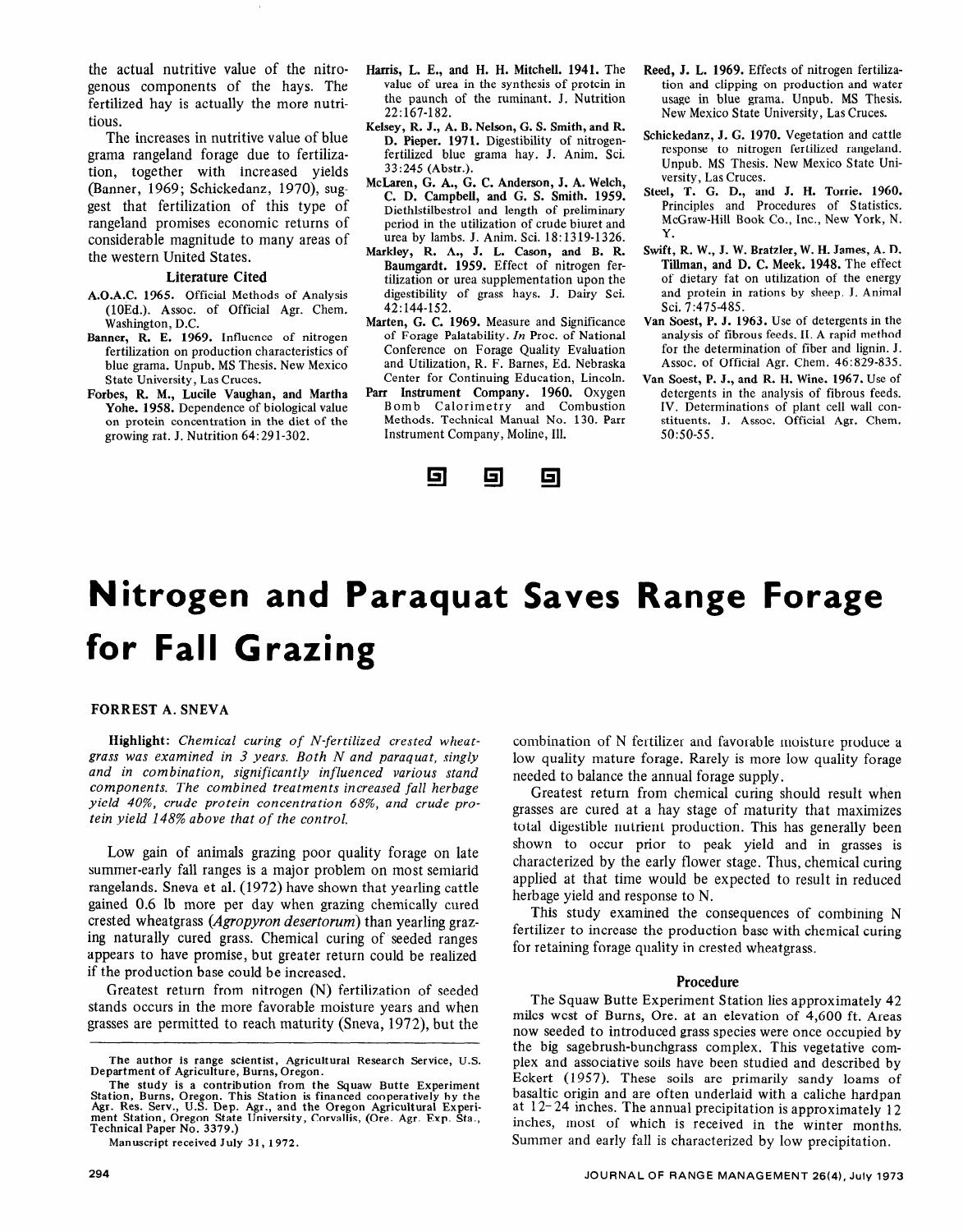the actual nutritive value of the nitrogenous components of the hays. The fertilized hay is actually the more nutritious.

The increases in nutritive value of blue grama rangeland forage due to fertilization, together with increased yields (Banner, 1969; Schickedanz, 1970), suggest that fertilization of this type of rangeland promises economic returns of considerable magnitude to many areas of the western United States.

### Literature Cited

**A.O.A.C. 1965.** Official Methods of Analysis (10Ed.). Assoc. of Official Agr. Chem. Washington, D.C.

**Banner, R. E. 1969.** Influence of nitrogen fertilization on production characteristics of blue grama. Unpub. MS Thesis. New Mexico State University, Las Cruces.

**Forbes, R. M., Lucile Vaughan, and Martha Yohe. 1958.** Dependence of biological value on protein concentration in the diet of the growing rat. J. Nutrition 64:291-302.

**Harris, L. E., and H. H. Mitchell. 1941.** The value of urea in the synthesis of protein in the paunch of the ruminant. J. Nutrition 22:167-182.

**Kelsey, R. J., A. B. Nelson, G. S. Smith, and R. D. Pieper. 1971.** Digestibility of nitrogen-fertilized blue grama hay. J. Anim. Sci. 33:245 (Abstr.).

**McLaren, G. A., G. C. Anderson, J. A. Welch, C. D. Campbell, and G. S. Smith. 1959.** Diethlstilbestrol and length of preliminary period in the utilization of crude biuret and urea by lambs. J. Anim. Sci. 18:1319-1326.

**Markley, R. A., J. L. Cason, and B. R. Baumgardt. 1959.** Effect of nitrogen fertilization or urea supplementation upon the digestibility of grass hays. J. Dairy Sci. 42:144-152.

**Marten, G. C. 1969.** Measure and Significance of Forage Palatability. *In* Proc. of National Conference on Forage Quality Evaluation and Utilization, R. F. Barnes, Ed. Nebraska Center for Continuing Education, Lincoln.

**Parr Instrument Company. 1960.** Oxygen Bomb Calorimetry and Combustion Methods. Technical Manual No. 130. Parr Instrument Company, Moline, Ill.

**Reed, J. L. 1969.** Effects of nitrogen fertilization and clipping on production and water usage in blue grama. Unpub. MS Thesis. New Mexico State University, Las Cruces.

**Schickedanz, J. G. 1970.** Vegetation and cattle response to nitrogen fertilized rangeland. Unpub. MS Thesis. New Mexico State University, Las Cruces.

**Steel, T. G. D., and J. H. Torrie. 1960.** Principles and Procedures of Statistics. McGraw-Hill Book Co., Inc., New York, N. Y.

**Swift, R. W., J. W. Bratzler, W. H. James, A. D. Tillman, and D. C. Meek. 1948.** The effect of dietary fat on utilization of the energy and protein in rations by sheep. J. Animal Sci. 7:475-485.

**Van Soest, P. J. 1963.** Use of detergents in the analysis of fibrous feeds. II. A rapid method for the determination of fiber and lignin. J. Assoc. of Official Agr. Chem. 46:829-835.

**Van Soest, P. J., and R. H. Wine. 1967.** Use of detergents in the analysis of fibrous feeds. IV. Determinations of plant cell wall constituents. J. Assoc. Official Agr. Chem. 50:50-55.

# Nitrogen and Paraquat Saves Range Forage for Fall Grazing

**FORREST A. SNEVA**

**Highlight:** *Chemical curing of N-fertilized crested wheatgrass was examined in 3 years. Both N and paraquat, singly and in combination, significantly influenced various stand components. The combined treatments increased fall herbage yield 40%, crude protein concentration 68%, and crude protein yield 148% above that of the control.*

Low gain of animals grazing poor quality forage on late summer-early fall ranges is a major problem on most semiarid rangelands. Sneva et al. (1972) have shown that yearling cattle gained 0.6 lb more per day when grazing chemically cured crested wheatgrass (*Agropyron desertorum*) than yearling grazing naturally cured grass. Chemical curing of seeded ranges appears to have promise, but greater return could be realized if the production base could be increased.

Greatest return from nitrogen (N) fertilization of seeded stands occurs in the more favorable moisture years and when grasses are permitted to reach maturity (Sneva, 1972), but the combination of N fertilizer and favorable moisture produce a low quality mature forage. Rarely is more low quality forage needed to balance the annual forage supply.

Greatest return from chemical curing should result when grasses are cured at a hay stage of maturity that maximizes total digestible nutrient production. This has generally been shown to occur prior to peak yield and in grasses is characterized by the early flower stage. Thus, chemical curing applied at that time would be expected to result in reduced herbage yield and response to N.

This study examined the consequences of combining N fertilizer to increase the production base with chemical curing for retaining forage quality in crested wheatgrass.

The author is range scientist, Agricultural Research Service, U.S. Department of Agriculture, Burns, Oregon.

The study is a contribution from the Squaw Butte Experiment Station, Burns, Oregon. This Station is financed cooperatively by the Agr. Res. Serv., U.S. Dep. Agr., and the Oregon Agricultural Experiment Station, Oregon State University, Corvallis, (Ore. Agr. Exp. Sta., Technical Paper No. 3379.)

Manuscript received July 31, 1972.

## Procedure

The Squaw Butte Experiment Station lies approximately 42 miles west of Burns, Ore. at an elevation of 4,600 ft. Areas now seeded to introduced grass species were once occupied by the big sagebrush-bunchgrass complex. This vegetative complex and associative soils have been studied and described by Eckert (1957). These soils are primarily sandy loams of basaltic origin and are often underlaid with a caliche hardpan at 12-24 inches. The annual precipitation is approximately 12 inches, most of which is received in the winter months. Summer and early fall is characterized by low precipitation.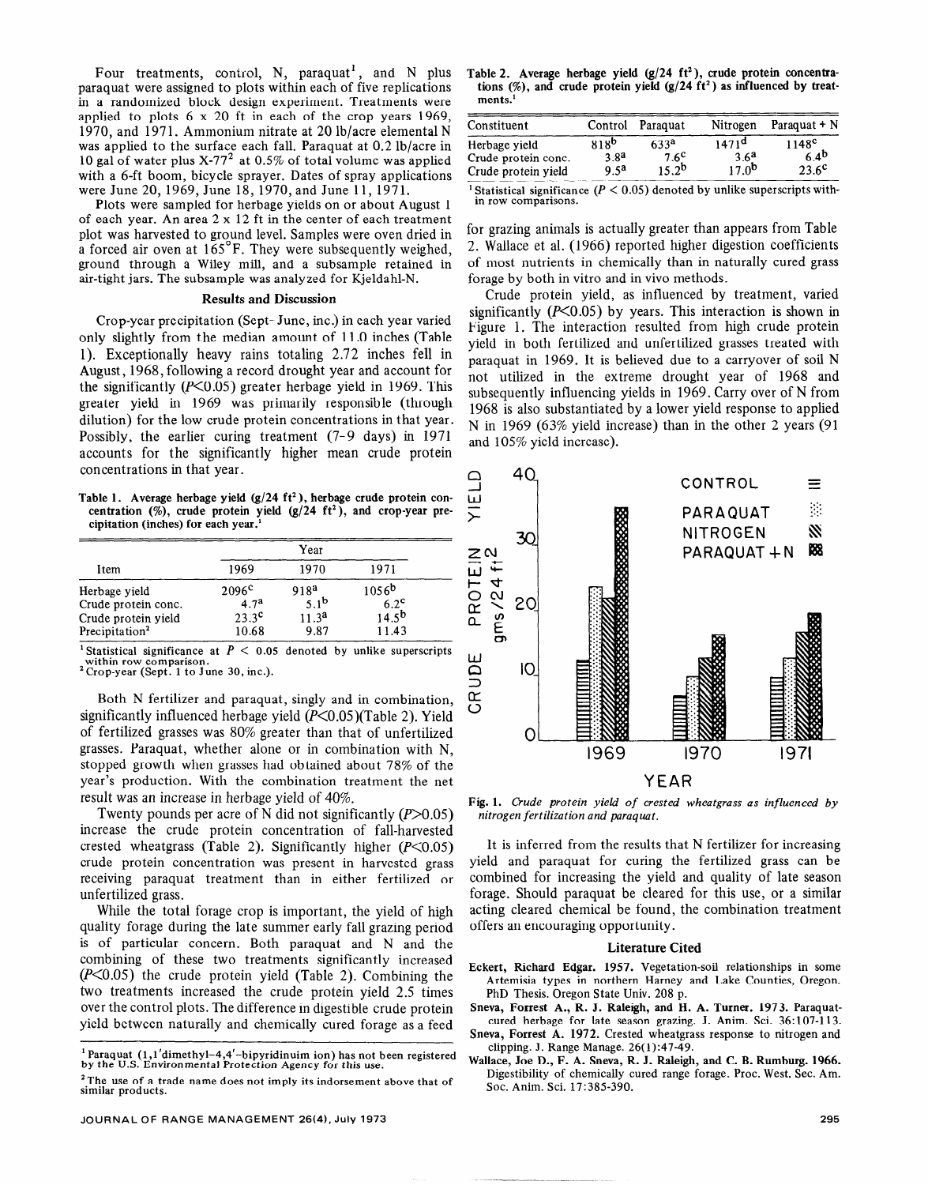Four treatments, control, N, paraquat[1], and N plus paraquat were assigned to plots within each of five replications in a randomized block design experiment. Treatments were applied to plots 6 x 20 ft in each of the crop years 1969, 1970, and 1971. Ammonium nitrate at 20 lb/acre elemental N was applied to the surface each fall. Paraquat at 0.2 lb/acre in 10 gal of water plus X-77[2] at 0.5% of total volume was applied with a 6-ft boom, bicycle sprayer. Dates of spray applications were June 20, 1969, June 18, 1970, and June 11, 1971.

Plots were sampled for herbage yields on or about August 1 of each year. An area 2 x 12 ft in the center of each treatment plot was harvested to ground level. Samples were oven dried in a forced air oven at 165°F. They were subsequently weighed, ground through a Wiley mill, and a subsample retained in air-tight jars. The subsample was analyzed for Kjeldahl-N.

## Results and Discussion

Crop-year precipitation (Sept–June, inc.) in each year varied only slightly from the median amount of 11.0 inches (Table 1). Exceptionally heavy rains totaling 2.72 inches fell in August, 1968, following a record drought year and account for the significantly ($P<0.05$) greater herbage yield in 1969. This greater yield in 1969 was primarily responsible (through dilution) for the low crude protein concentrations in that year. Possibly, the earlier curing treatment (7-9 days) in 1971 accounts for the significantly higher mean crude protein concentrations in that year.

**Table 1. Average herbage yield (g/24 ft²), herbage crude protein concentration (%), crude protein yield (g/24 ft²), and crop-year precipitation (inches) for each year.**[1]

| Item | Year | | |
|---|---|---|---|
| | 1969 | 1970 | 1971 |
| Herbage yield | 2096[c] | 918[a] | 1056[b] |
| Crude protein conc. | 4.7[a] | 5.1[b] | 6.2[c] |
| Crude protein yield | 23.3[c] | 11.3[a] | 14.5[b] |
| Precipitation[2] | 10.68 | 9.87 | 11.43 |

[1] Statistical significance at $P < 0.05$ denoted by unlike superscripts within row comparison.
[2] Crop-year (Sept. 1 to June 30, inc.).

Both N fertilizer and paraquat, singly and in combination, significantly influenced herbage yield ($P<0.05$)(Table 2). Yield of fertilized grasses was 80% greater than that of unfertilized grasses. Paraquat, whether alone or in combination with N, stopped growth when grasses had obtained about 78% of the year's production. With the combination treatment the net result was an increase in herbage yield of 40%.

Twenty pounds per acre of N did not significantly ($P>0.05$) increase the crude protein concentration of fall-harvested crested wheatgrass (Table 2). Significantly higher ($P<0.05$) crude protein concentration was present in harvested grass receiving paraquat treatment than in either fertilized or unfertilized grass.

While the total forage crop is important, the yield of high quality forage during the late summer early fall grazing period is of particular concern. Both paraquat and N and the combining of these two treatments significantly increased ($P<0.05$) the crude protein yield (Table 2). Combining the two treatments increased the crude protein yield 2.5 times over the control plots. The difference in digestible crude protein yield between naturally and chemically cured forage as a feed for grazing animals is actually greater than appears from Table 2. Wallace et al. (1966) reported higher digestion coefficients of most nutrients in chemically than in naturally cured grass forage by both in vitro and in vivo methods.

**Table 2. Average herbage yield (g/24 ft²), crude protein concentrations (%), and crude protein yield (g/24 ft²) as influenced by treatments.**[1]

| Constituent | Control | Paraquat | Nitrogen | Paraquat + N |
|---|---|---|---|---|
| Herbage yield | 818[b] | 633[a] | 1471[d] | 1148[c] |
| Crude protein conc. | 3.8[a] | 7.6[c] | 3.6[a] | 6.4[b] |
| Crude protein yield | 9.5[a] | 15.2[b] | 17.0[b] | 23.6[c] |

[1] Statistical significance ($P < 0.05$) denoted by unlike superscripts within row comparisons.

Crude protein yield, as influenced by treatment, varied significantly ($P<0.05$) by years. This interaction is shown in Figure 1. The interaction resulted from high crude protein yield in both fertilized and unfertilized grasses treated with paraquat in 1969. It is believed due to a carryover of soil N not utilized in the extreme drought year of 1968 and subsequently influencing yields in 1969. Carry over of N from 1968 is also substantiated by a lower yield response to applied N in 1969 (63% yield increase) than in the other 2 years (91 and 105% yield increase).

CRUDE PROTEIN YIELD gms/24 ft²
0
10
20
30
40
CONTROL
PARAQUAT
NITROGEN
PARAQUAT + N
1969
1970
1971
YEAR

**Fig. 1.** *Crude protein yield of crested wheatgrass as influenced by nitrogen fertilization and paraquat.*

It is inferred from the results that N fertilizer for increasing yield and paraquat for curing the fertilized grass can be combined for increasing the yield and quality of late season forage. Should paraquat be cleared for this use, or a similar acting cleared chemical be found, the combination treatment offers an encouraging opportunity.

## Literature Cited

**Eckert, Richard Edgar. 1957.** Vegetation-soil relationships in some Artemisia types in northern Harney and Lake Counties, Oregon. PhD Thesis. Oregon State Univ. 208 p.

**Sneva, Forrest A., R. J. Raleigh, and H. A. Turner. 1973.** Paraquat-cured herbage for late season grazing. J. Anim. Sci. 36:107-113.

**Sneva, Forrest A. 1972.** Crested wheatgrass response to nitrogen and clipping. J. Range Manage. 26(1):47-49.

**Wallace, Joe D., F. A. Sneva, R. J. Raleigh, and C. B. Rumburg. 1966.** Digestibility of chemically cured range forage. Proc. West. Sec. Am. Soc. Anim. Sci. 17:385-390.

[1] Paraquat (1,1′dimethyl-4,4′-bipyridinuim ion) has not been registered by the U.S. Environmental Protection Agency for this use.

[2] The use of a trade name does not imply its indorsement above that of similar products.